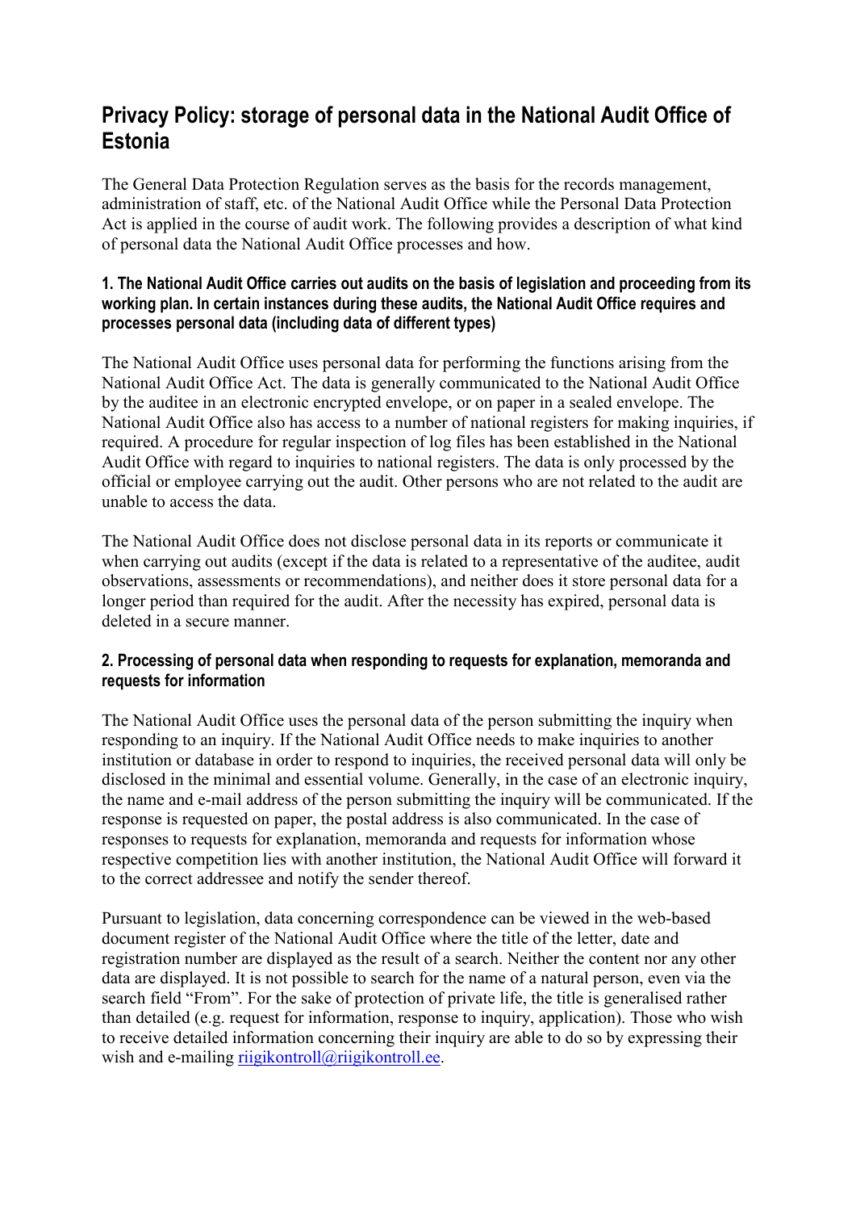# Privacy Policy: storage of personal data in the National Audit Office of Estonia

The General Data Protection Regulation serves as the basis for the records management, administration of staff, etc. of the National Audit Office while the Personal Data Protection Act is applied in the course of audit work. The following provides a description of what kind of personal data the National Audit Office processes and how.

### 1. The National Audit Office carries out audits on the basis of legislation and proceeding from its working plan. In certain instances during these audits, the National Audit Office requires and processes personal data (including data of different types)

The National Audit Office uses personal data for performing the functions arising from the National Audit Office Act. The data is generally communicated to the National Audit Office by the auditee in an electronic encrypted envelope, or on paper in a sealed envelope. The National Audit Office also has access to a number of national registers for making inquiries, if required. A procedure for regular inspection of log files has been established in the National Audit Office with regard to inquiries to national registers. The data is only processed by the official or employee carrying out the audit. Other persons who are not related to the audit are unable to access the data.

The National Audit Office does not disclose personal data in its reports or communicate it when carrying out audits (except if the data is related to a representative of the auditee, audit observations, assessments or recommendations), and neither does it store personal data for a longer period than required for the audit. After the necessity has expired, personal data is deleted in a secure manner.

### 2. Processing of personal data when responding to requests for explanation, memoranda and requests for information

The National Audit Office uses the personal data of the person submitting the inquiry when responding to an inquiry. If the National Audit Office needs to make inquiries to another institution or database in order to respond to inquiries, the received personal data will only be disclosed in the minimal and essential volume. Generally, in the case of an electronic inquiry, the name and e-mail address of the person submitting the inquiry will be communicated. If the response is requested on paper, the postal address is also communicated. In the case of responses to requests for explanation, memoranda and requests for information whose respective competition lies with another institution, the National Audit Office will forward it to the correct addressee and notify the sender thereof.

Pursuant to legislation, data concerning correspondence can be viewed in the web-based document register of the National Audit Office where the title of the letter, date and registration number are displayed as the result of a search. Neither the content nor any other data are displayed. It is not possible to search for the name of a natural person, even via the search field "From". For the sake of protection of private life, the title is generalised rather than detailed (e.g. request for information, response to inquiry, application). Those who wish to receive detailed information concerning their inquiry are able to do so by expressing their wish and e-mailing riigikontroll@riigikontroll.ee.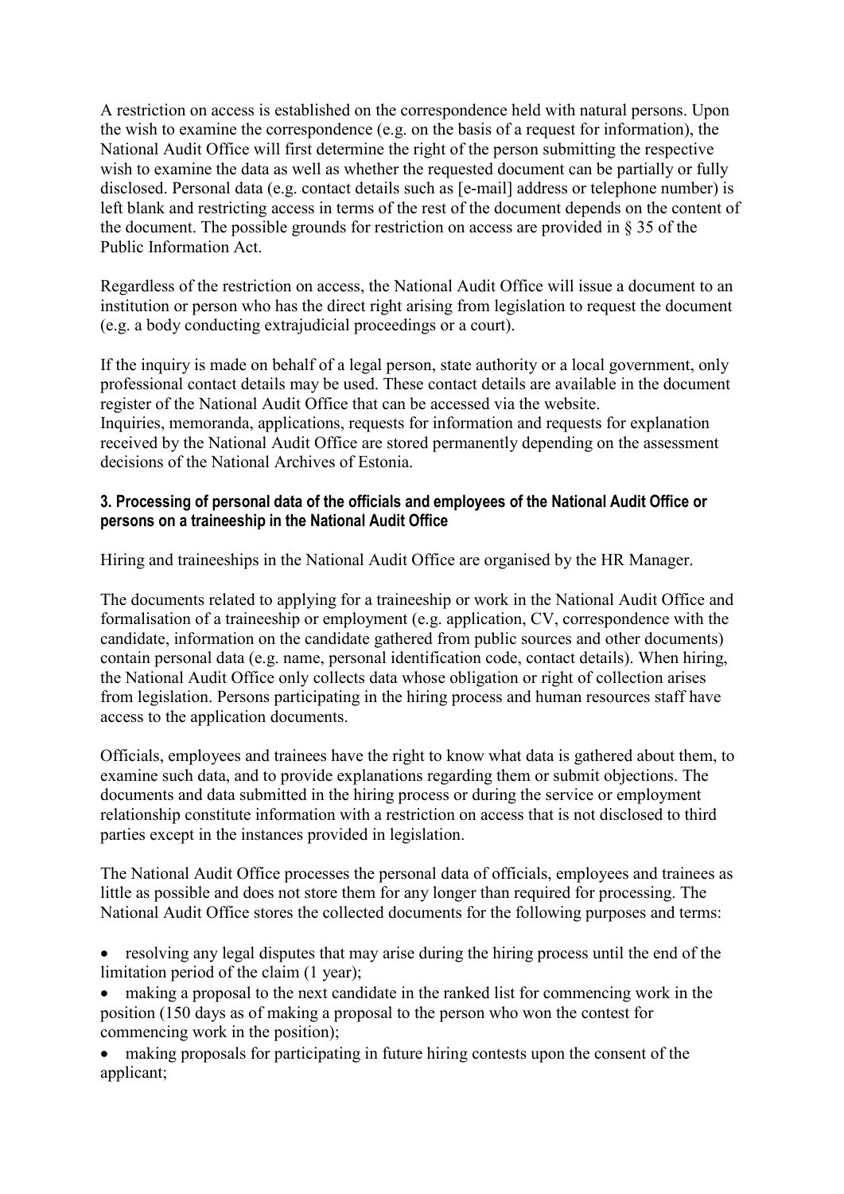A restriction on access is established on the correspondence held with natural persons. Upon the wish to examine the correspondence (e.g. on the basis of a request for information), the National Audit Office will first determine the right of the person submitting the respective wish to examine the data as well as whether the requested document can be partially or fully disclosed. Personal data (e.g. contact details such as [e-mail] address or telephone number) is left blank and restricting access in terms of the rest of the document depends on the content of the document. The possible grounds for restriction on access are provided in § 35 of the Public Information Act.

Regardless of the restriction on access, the National Audit Office will issue a document to an institution or person who has the direct right arising from legislation to request the document (e.g. a body conducting extrajudicial proceedings or a court).

If the inquiry is made on behalf of a legal person, state authority or a local government, only professional contact details may be used. These contact details are available in the document register of the National Audit Office that can be accessed via the website.
Inquiries, memoranda, applications, requests for information and requests for explanation received by the National Audit Office are stored permanently depending on the assessment decisions of the National Archives of Estonia.

### 3. Processing of personal data of the officials and employees of the National Audit Office or persons on a traineeship in the National Audit Office

Hiring and traineeships in the National Audit Office are organised by the HR Manager.

The documents related to applying for a traineeship or work in the National Audit Office and formalisation of a traineeship or employment (e.g. application, CV, correspondence with the candidate, information on the candidate gathered from public sources and other documents) contain personal data (e.g. name, personal identification code, contact details). When hiring, the National Audit Office only collects data whose obligation or right of collection arises from legislation. Persons participating in the hiring process and human resources staff have access to the application documents.

Officials, employees and trainees have the right to know what data is gathered about them, to examine such data, and to provide explanations regarding them or submit objections. The documents and data submitted in the hiring process or during the service or employment relationship constitute information with a restriction on access that is not disclosed to third parties except in the instances provided in legislation.

The National Audit Office processes the personal data of officials, employees and trainees as little as possible and does not store them for any longer than required for processing. The National Audit Office stores the collected documents for the following purposes and terms:

- resolving any legal disputes that may arise during the hiring process until the end of the limitation period of the claim (1 year);
- making a proposal to the next candidate in the ranked list for commencing work in the position (150 days as of making a proposal to the person who won the contest for commencing work in the position);
- making proposals for participating in future hiring contests upon the consent of the applicant;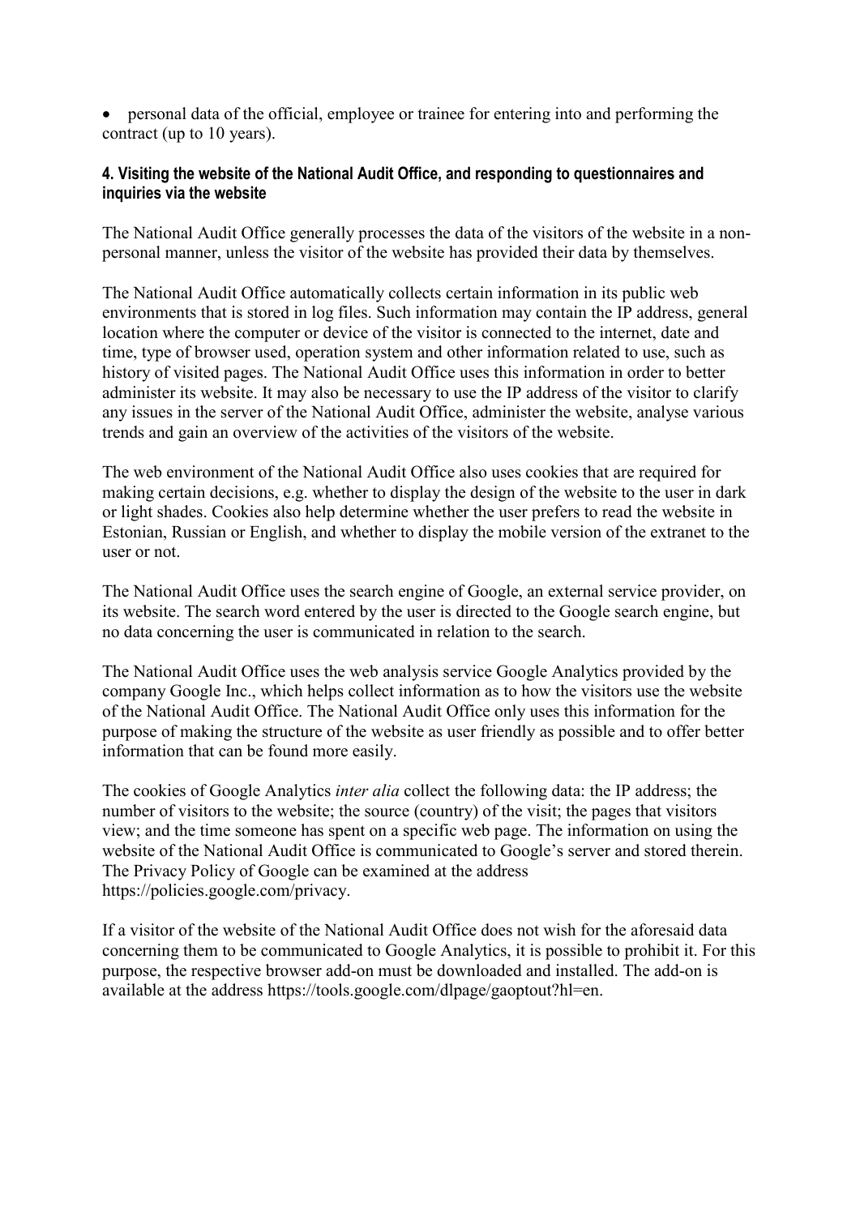- personal data of the official, employee or trainee for entering into and performing the contract (up to 10 years).

### 4. Visiting the website of the National Audit Office, and responding to questionnaires and inquiries via the website

The National Audit Office generally processes the data of the visitors of the website in a non-personal manner, unless the visitor of the website has provided their data by themselves.

The National Audit Office automatically collects certain information in its public web environments that is stored in log files. Such information may contain the IP address, general location where the computer or device of the visitor is connected to the internet, date and time, type of browser used, operation system and other information related to use, such as history of visited pages. The National Audit Office uses this information in order to better administer its website. It may also be necessary to use the IP address of the visitor to clarify any issues in the server of the National Audit Office, administer the website, analyse various trends and gain an overview of the activities of the visitors of the website.

The web environment of the National Audit Office also uses cookies that are required for making certain decisions, e.g. whether to display the design of the website to the user in dark or light shades. Cookies also help determine whether the user prefers to read the website in Estonian, Russian or English, and whether to display the mobile version of the extranet to the user or not.

The National Audit Office uses the search engine of Google, an external service provider, on its website. The search word entered by the user is directed to the Google search engine, but no data concerning the user is communicated in relation to the search.

The National Audit Office uses the web analysis service Google Analytics provided by the company Google Inc., which helps collect information as to how the visitors use the website of the National Audit Office. The National Audit Office only uses this information for the purpose of making the structure of the website as user friendly as possible and to offer better information that can be found more easily.

The cookies of Google Analytics *inter alia* collect the following data: the IP address; the number of visitors to the website; the source (country) of the visit; the pages that visitors view; and the time someone has spent on a specific web page. The information on using the website of the National Audit Office is communicated to Google's server and stored therein. The Privacy Policy of Google can be examined at the address https://policies.google.com/privacy.

If a visitor of the website of the National Audit Office does not wish for the aforesaid data concerning them to be communicated to Google Analytics, it is possible to prohibit it. For this purpose, the respective browser add-on must be downloaded and installed. The add-on is available at the address https://tools.google.com/dlpage/gaoptout?hl=en.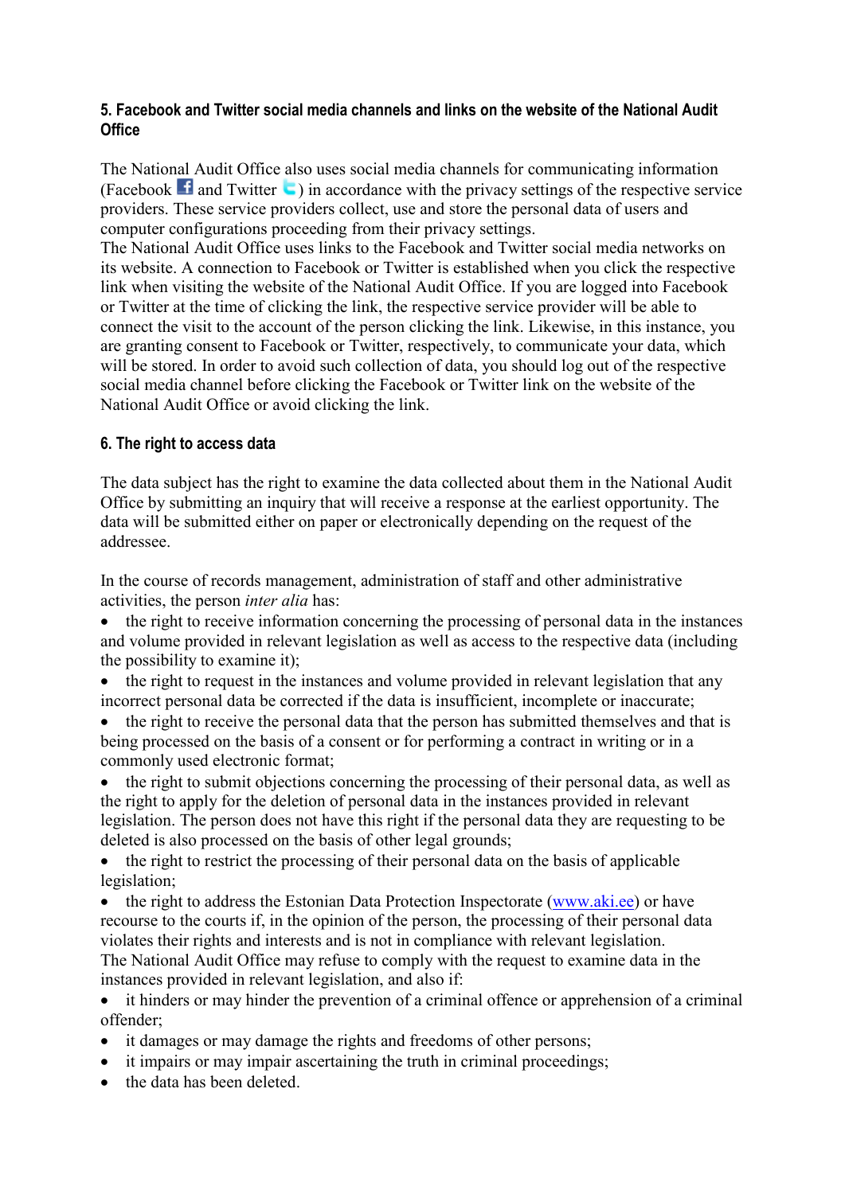### 5. Facebook and Twitter social media channels and links on the website of the National Audit Office

The National Audit Office also uses social media channels for communicating information (Facebook and Twitter ) in accordance with the privacy settings of the respective service providers. These service providers collect, use and store the personal data of users and computer configurations proceeding from their privacy settings.
The National Audit Office uses links to the Facebook and Twitter social media networks on its website. A connection to Facebook or Twitter is established when you click the respective link when visiting the website of the National Audit Office. If you are logged into Facebook or Twitter at the time of clicking the link, the respective service provider will be able to connect the visit to the account of the person clicking the link. Likewise, in this instance, you are granting consent to Facebook or Twitter, respectively, to communicate your data, which will be stored. In order to avoid such collection of data, you should log out of the respective social media channel before clicking the Facebook or Twitter link on the website of the National Audit Office or avoid clicking the link.

### 6. The right to access data

The data subject has the right to examine the data collected about them in the National Audit Office by submitting an inquiry that will receive a response at the earliest opportunity. The data will be submitted either on paper or electronically depending on the request of the addressee.

In the course of records management, administration of staff and other administrative activities, the person *inter alia* has:

- the right to receive information concerning the processing of personal data in the instances and volume provided in relevant legislation as well as access to the respective data (including the possibility to examine it);
- the right to request in the instances and volume provided in relevant legislation that any incorrect personal data be corrected if the data is insufficient, incomplete or inaccurate;
- the right to receive the personal data that the person has submitted themselves and that is being processed on the basis of a consent or for performing a contract in writing or in a commonly used electronic format;
- the right to submit objections concerning the processing of their personal data, as well as the right to apply for the deletion of personal data in the instances provided in relevant legislation. The person does not have this right if the personal data they are requesting to be deleted is also processed on the basis of other legal grounds;
- the right to restrict the processing of their personal data on the basis of applicable legislation;
- the right to address the Estonian Data Protection Inspectorate ([www.aki.ee](http://www.aki.ee)) or have recourse to the courts if, in the opinion of the person, the processing of their personal data violates their rights and interests and is not in compliance with relevant legislation.

The National Audit Office may refuse to comply with the request to examine data in the instances provided in relevant legislation, and also if:

- it hinders or may hinder the prevention of a criminal offence or apprehension of a criminal offender;
- it damages or may damage the rights and freedoms of other persons;
- it impairs or may impair ascertaining the truth in criminal proceedings;
- the data has been deleted.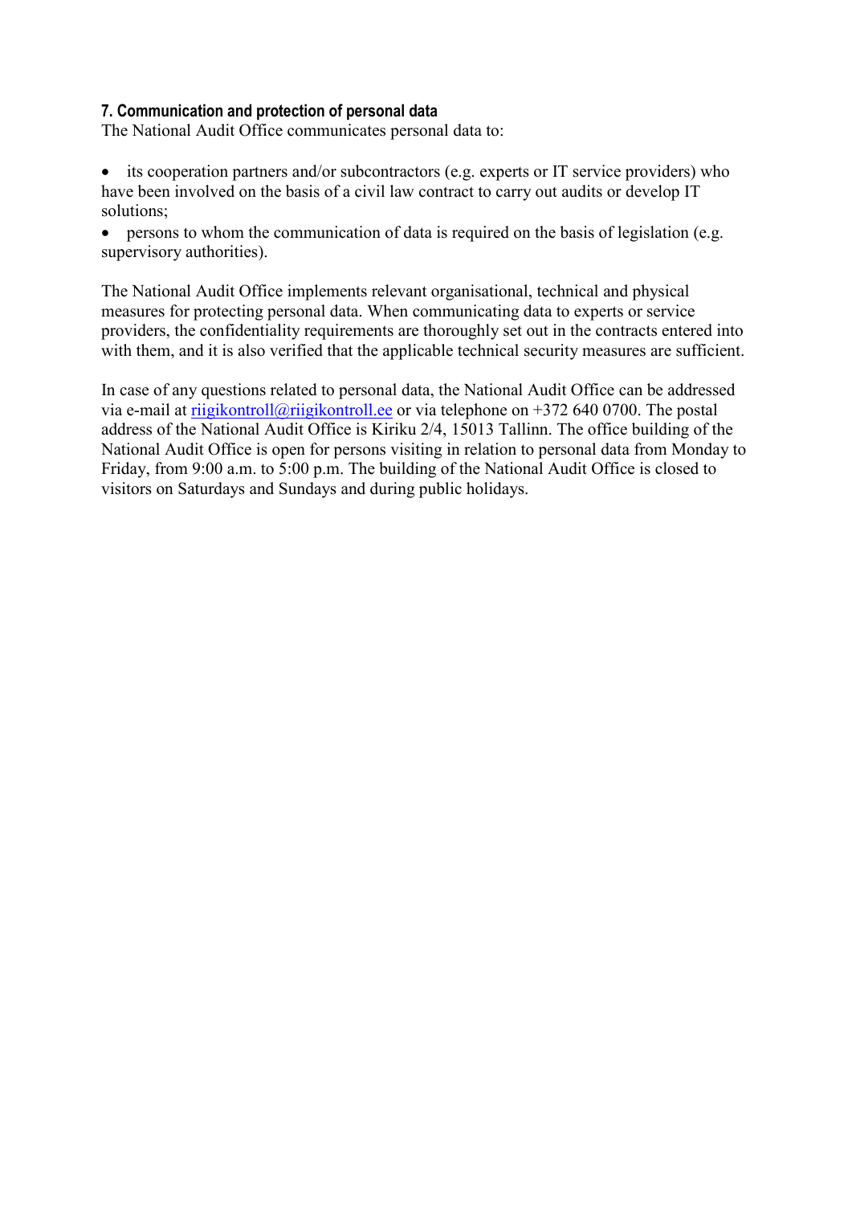### 7. Communication and protection of personal data

The National Audit Office communicates personal data to:

- its cooperation partners and/or subcontractors (e.g. experts or IT service providers) who have been involved on the basis of a civil law contract to carry out audits or develop IT solutions;
- persons to whom the communication of data is required on the basis of legislation (e.g. supervisory authorities).

The National Audit Office implements relevant organisational, technical and physical measures for protecting personal data. When communicating data to experts or service providers, the confidentiality requirements are thoroughly set out in the contracts entered into with them, and it is also verified that the applicable technical security measures are sufficient.

In case of any questions related to personal data, the National Audit Office can be addressed via e-mail at riigikontroll@riigikontroll.ee or via telephone on +372 640 0700. The postal address of the National Audit Office is Kiriku 2/4, 15013 Tallinn. The office building of the National Audit Office is open for persons visiting in relation to personal data from Monday to Friday, from 9:00 a.m. to 5:00 p.m. The building of the National Audit Office is closed to visitors on Saturdays and Sundays and during public holidays.